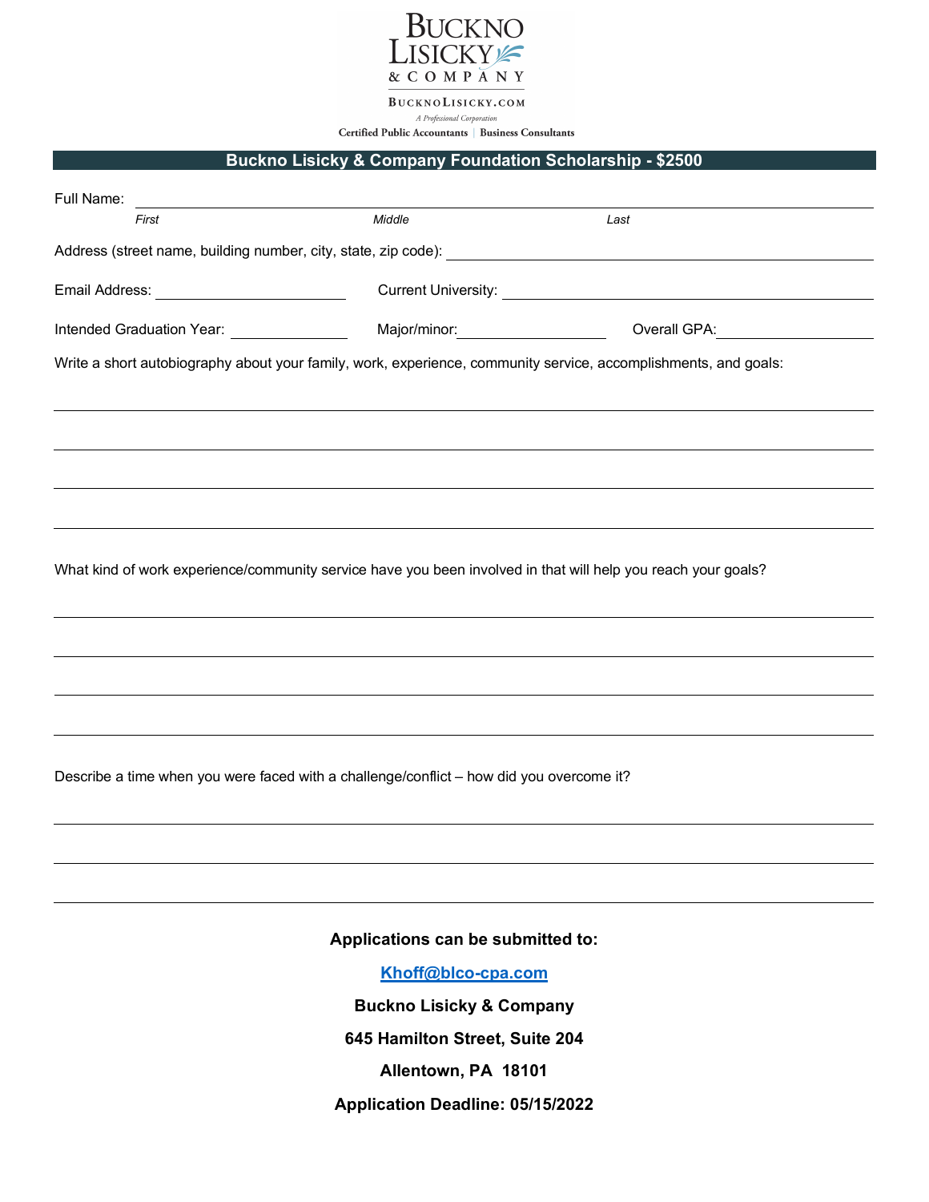BUCKNO LISICKY & COMPANY

BUCKNOLISICKY.COM

*A Professional Corporation*

Certified Public Accountants | Business Consultants

## Buckno Lisicky & Company Foundation Scholarship - $2500

Full Name: ______________________________________________

*First* *Middle* *Last*

Address (street name, building number, city, state, zip code): ______________________________

Email Address: ____________________ Current University: ____________________

Intended Graduation Year: __________ Major/minor: ______________ Overall GPA: ______________

Write a short autobiography about your family, work, experience, community service, accomplishments, and goals:

______________________________________________

______________________________________________

______________________________________________

______________________________________________

What kind of work experience/community service have you been involved in that will help you reach your goals?

______________________________________________

______________________________________________

______________________________________________

______________________________________________

Describe a time when you were faced with a challenge/conflict – how did you overcome it?

______________________________________________

______________________________________________

______________________________________________

**Applications can be submitted to:**

**Khoff@blco-cpa.com**

**Buckno Lisicky & Company**

**645 Hamilton Street, Suite 204**

**Allentown, PA 18101**

**Application Deadline: 05/15/2022**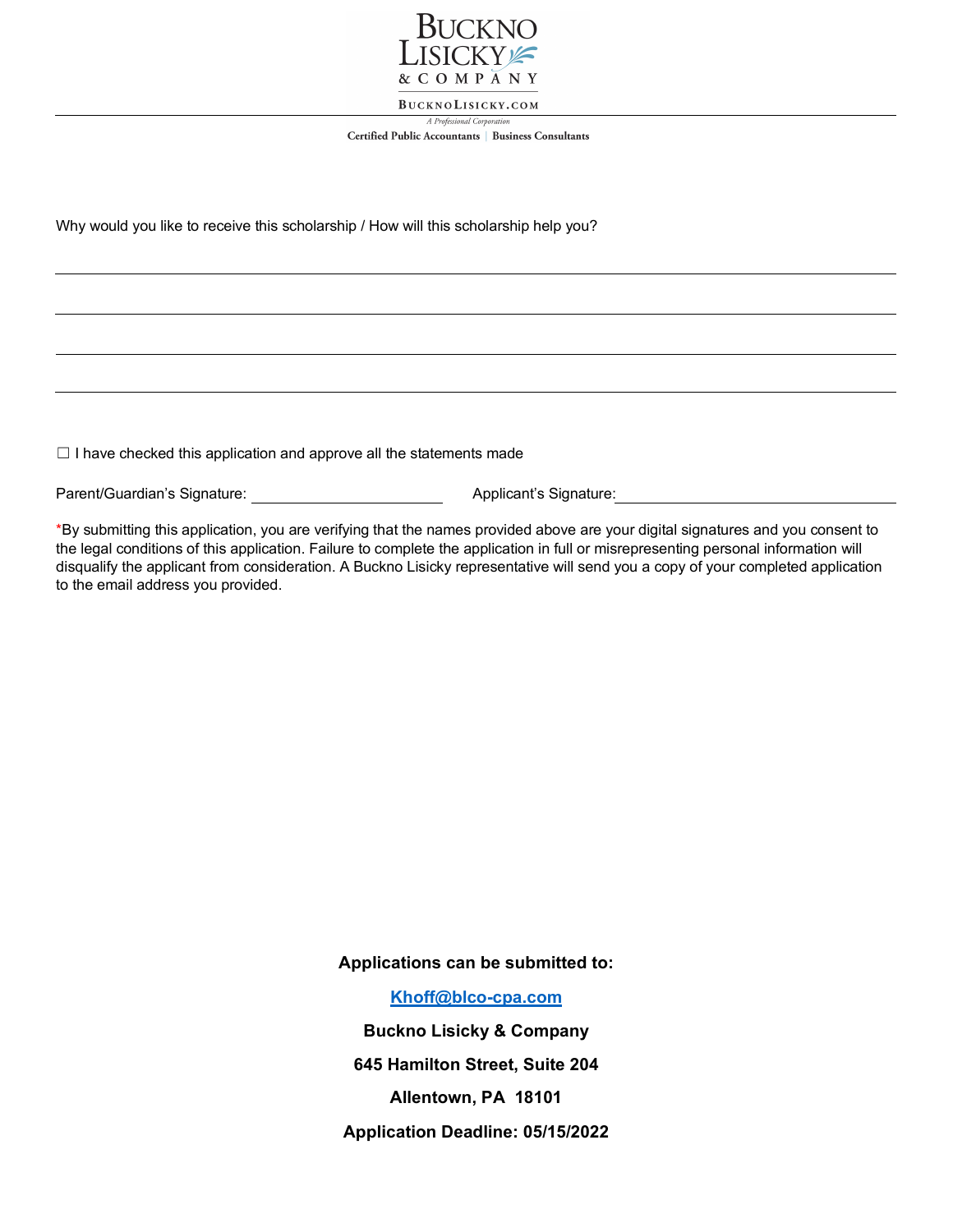BUCKNO LISICKY & COMPANY

BUCKNOLISICKY.COM

A Professional Corporation

Certified Public Accountants | Business Consultants

Why would you like to receive this scholarship / How will this scholarship help you?

☐ I have checked this application and approve all the statements made

Parent/Guardian's Signature: ______________________ Applicant's Signature: ______________________

*By submitting this application, you are verifying that the names provided above are your digital signatures and you consent to the legal conditions of this application. Failure to complete the application in full or misrepresenting personal information will disqualify the applicant from consideration. A Buckno Lisicky representative will send you a copy of your completed application to the email address you provided.

**Applications can be submitted to:**

**[Khoff@blco-cpa.com](mailto:Khoff@blco-cpa.com)**

**Buckno Lisicky & Company**

**645 Hamilton Street, Suite 204**

**Allentown, PA 18101**

**Application Deadline: 05/15/2022**